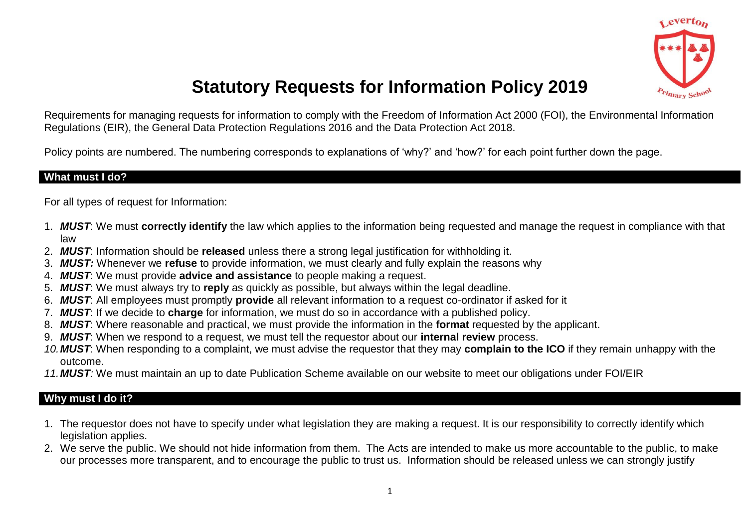# Statutory Requests for Information Policy 2019

Requirements for managing requests for information to comply with the Freedom of Information Act 2000 (FOI), the Environmental Information Regulations (EIR), the General Data Protection Regulations 2016 and the Data Protection Act 2018.

Policy points are numbered. The numbering corresponds to explanations of 'why?' and 'how?' for each point further down the page.

## What must I do?

For all types of request for Information:

1. ***MUST***: We must **correctly identify** the law which applies to the information being requested and manage the request in compliance with that law
2. ***MUST***: Information should be **released** unless there a strong legal justification for withholding it.
3. ***MUST:*** Whenever we **refuse** to provide information, we must clearly and fully explain the reasons why
4. ***MUST***: We must provide **advice and assistance** to people making a request.
5. ***MUST***: We must always try to **reply** as quickly as possible, but always within the legal deadline.
6. ***MUST***: All employees must promptly **provide** all relevant information to a request co-ordinator if asked for it
7. ***MUST***: If we decide to **charge** for information, we must do so in accordance with a published policy.
8. ***MUST***: Where reasonable and practical, we must provide the information in the **format** requested by the applicant.
9. ***MUST***: When we respond to a request, we must tell the requestor about our **internal review** process.
10. ***MUST***: When responding to a complaint, we must advise the requestor that they may **complain to the ICO** if they remain unhappy with the outcome.
11. ***MUST:*** We must maintain an up to date Publication Scheme available on our website to meet our obligations under FOI/EIR

## Why must I do it?

1. The requestor does not have to specify under what legislation they are making a request. It is our responsibility to correctly identify which legislation applies.
2. We serve the public. We should not hide information from them. The Acts are intended to make us more accountable to the public, to make our processes more transparent, and to encourage the public to trust us. Information should be released unless we can strongly justify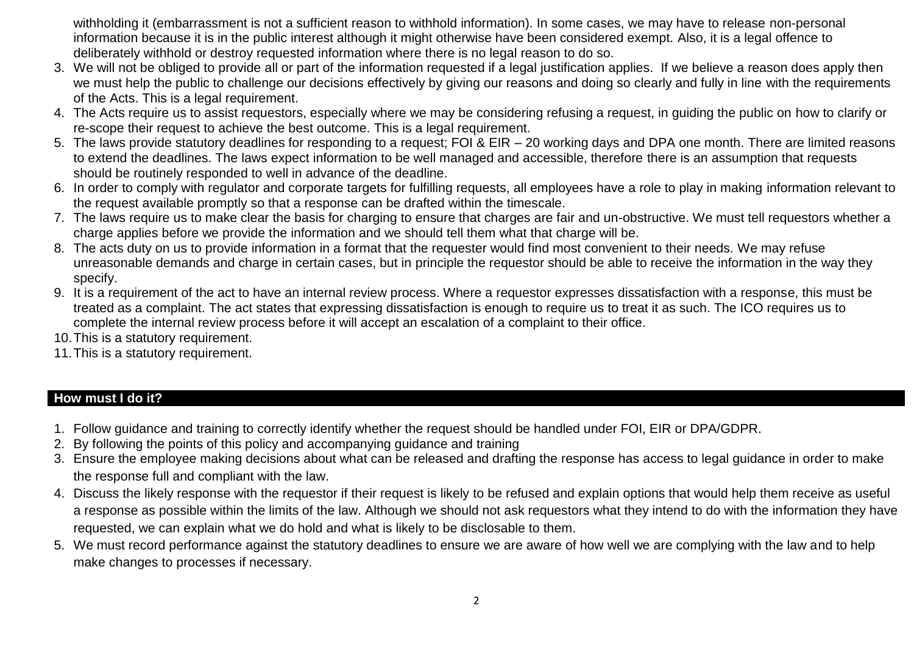withholding it (embarrassment is not a sufficient reason to withhold information). In some cases, we may have to release non-personal information because it is in the public interest although it might otherwise have been considered exempt. Also, it is a legal offence to deliberately withhold or destroy requested information where there is no legal reason to do so.

3. We will not be obliged to provide all or part of the information requested if a legal justification applies. If we believe a reason does apply then we must help the public to challenge our decisions effectively by giving our reasons and doing so clearly and fully in line with the requirements of the Acts. This is a legal requirement.
4. The Acts require us to assist requestors, especially where we may be considering refusing a request, in guiding the public on how to clarify or re-scope their request to achieve the best outcome. This is a legal requirement.
5. The laws provide statutory deadlines for responding to a request; FOI & EIR – 20 working days and DPA one month. There are limited reasons to extend the deadlines. The laws expect information to be well managed and accessible, therefore there is an assumption that requests should be routinely responded to well in advance of the deadline.
6. In order to comply with regulator and corporate targets for fulfilling requests, all employees have a role to play in making information relevant to the request available promptly so that a response can be drafted within the timescale.
7. The laws require us to make clear the basis for charging to ensure that charges are fair and un-obstructive. We must tell requestors whether a charge applies before we provide the information and we should tell them what that charge will be.
8. The acts duty on us to provide information in a format that the requester would find most convenient to their needs. We may refuse unreasonable demands and charge in certain cases, but in principle the requestor should be able to receive the information in the way they specify.
9. It is a requirement of the act to have an internal review process. Where a requestor expresses dissatisfaction with a response, this must be treated as a complaint. The act states that expressing dissatisfaction is enough to require us to treat it as such. The ICO requires us to complete the internal review process before it will accept an escalation of a complaint to their office.
10. This is a statutory requirement.
11. This is a statutory requirement.

## How must I do it?

1. Follow guidance and training to correctly identify whether the request should be handled under FOI, EIR or DPA/GDPR.
2. By following the points of this policy and accompanying guidance and training
3. Ensure the employee making decisions about what can be released and drafting the response has access to legal guidance in order to make the response full and compliant with the law.
4. Discuss the likely response with the requestor if their request is likely to be refused and explain options that would help them receive as useful a response as possible within the limits of the law. Although we should not ask requestors what they intend to do with the information they have requested, we can explain what we do hold and what is likely to be disclosable to them.
5. We must record performance against the statutory deadlines to ensure we are aware of how well we are complying with the law and to help make changes to processes if necessary.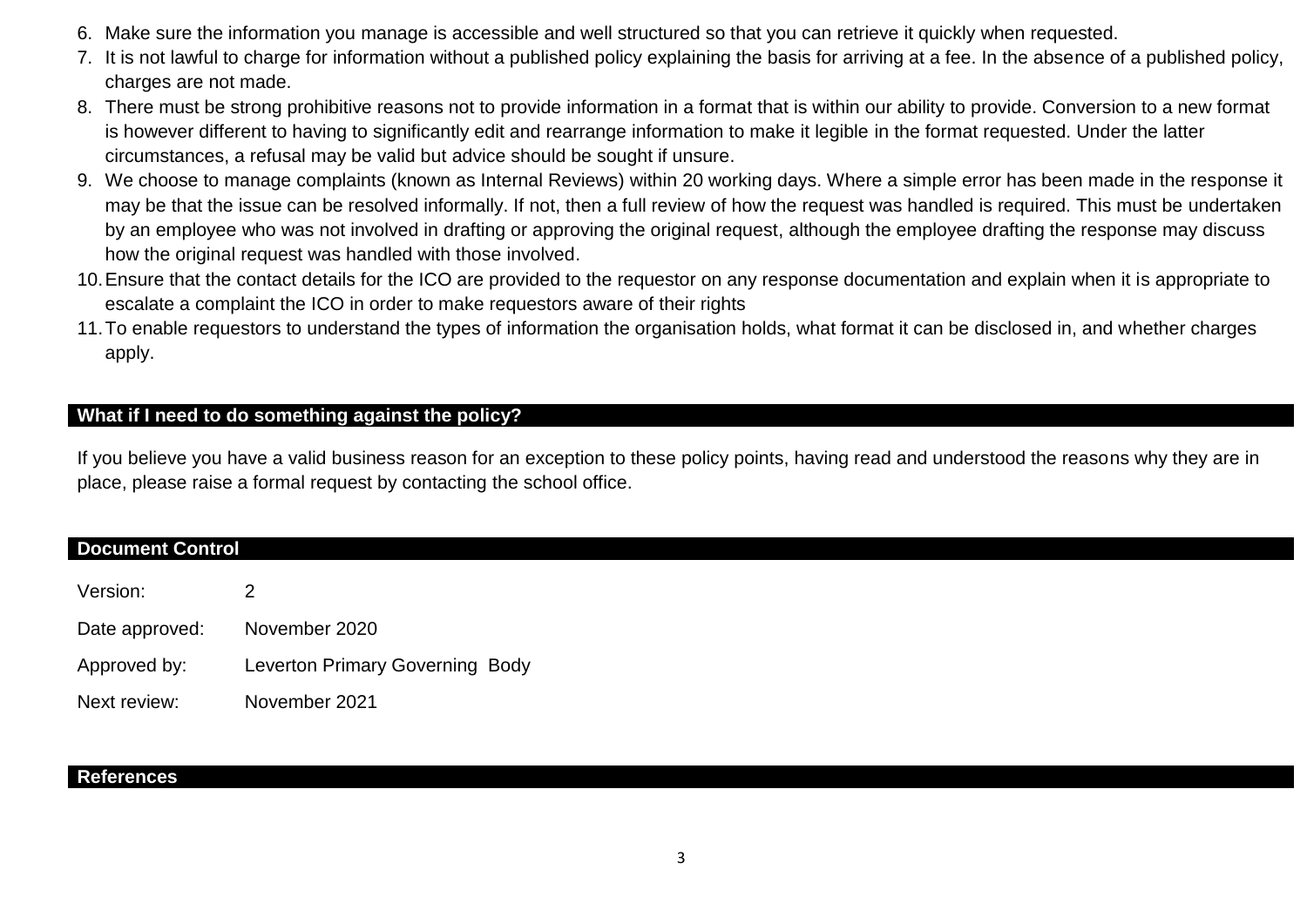6. Make sure the information you manage is accessible and well structured so that you can retrieve it quickly when requested.
7. It is not lawful to charge for information without a published policy explaining the basis for arriving at a fee. In the absence of a published policy, charges are not made.
8. There must be strong prohibitive reasons not to provide information in a format that is within our ability to provide. Conversion to a new format is however different to having to significantly edit and rearrange information to make it legible in the format requested. Under the latter circumstances, a refusal may be valid but advice should be sought if unsure.
9. We choose to manage complaints (known as Internal Reviews) within 20 working days. Where a simple error has been made in the response it may be that the issue can be resolved informally. If not, then a full review of how the request was handled is required. This must be undertaken by an employee who was not involved in drafting or approving the original request, although the employee drafting the response may discuss how the original request was handled with those involved.
10. Ensure that the contact details for the ICO are provided to the requestor on any response documentation and explain when it is appropriate to escalate a complaint the ICO in order to make requestors aware of their rights
11. To enable requestors to understand the types of information the organisation holds, what format it can be disclosed in, and whether charges apply.

## What if I need to do something against the policy?

If you believe you have a valid business reason for an exception to these policy points, having read and understood the reasons why they are in place, please raise a formal request by contacting the school office.

## Document Control

| | |
|---|---|
| Version: | 2 |
| Date approved: | November 2020 |
| Approved by: | Leverton Primary Governing Body |
| Next review: | November 2021 |

## References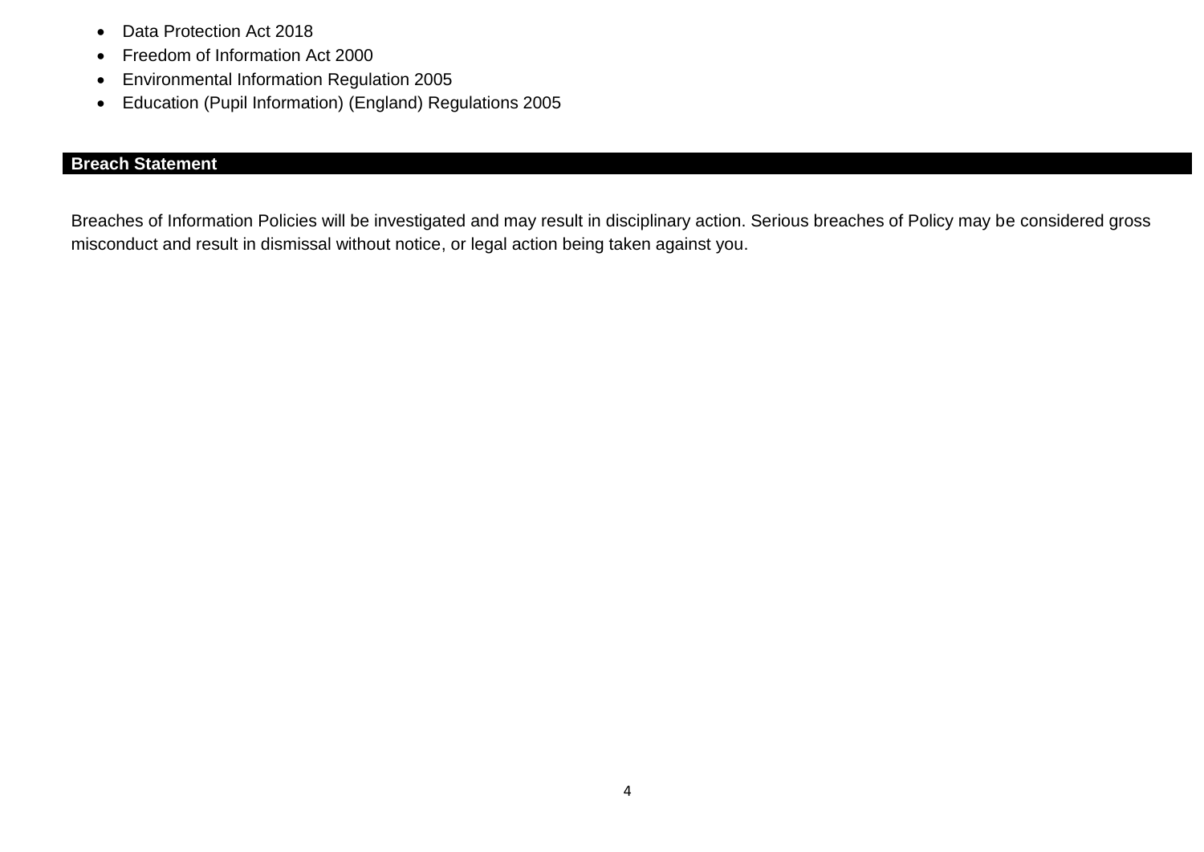- Data Protection Act 2018
- Freedom of Information Act 2000
- Environmental Information Regulation 2005
- Education (Pupil Information) (England) Regulations 2005

## Breach Statement

Breaches of Information Policies will be investigated and may result in disciplinary action. Serious breaches of Policy may be considered gross misconduct and result in dismissal without notice, or legal action being taken against you.